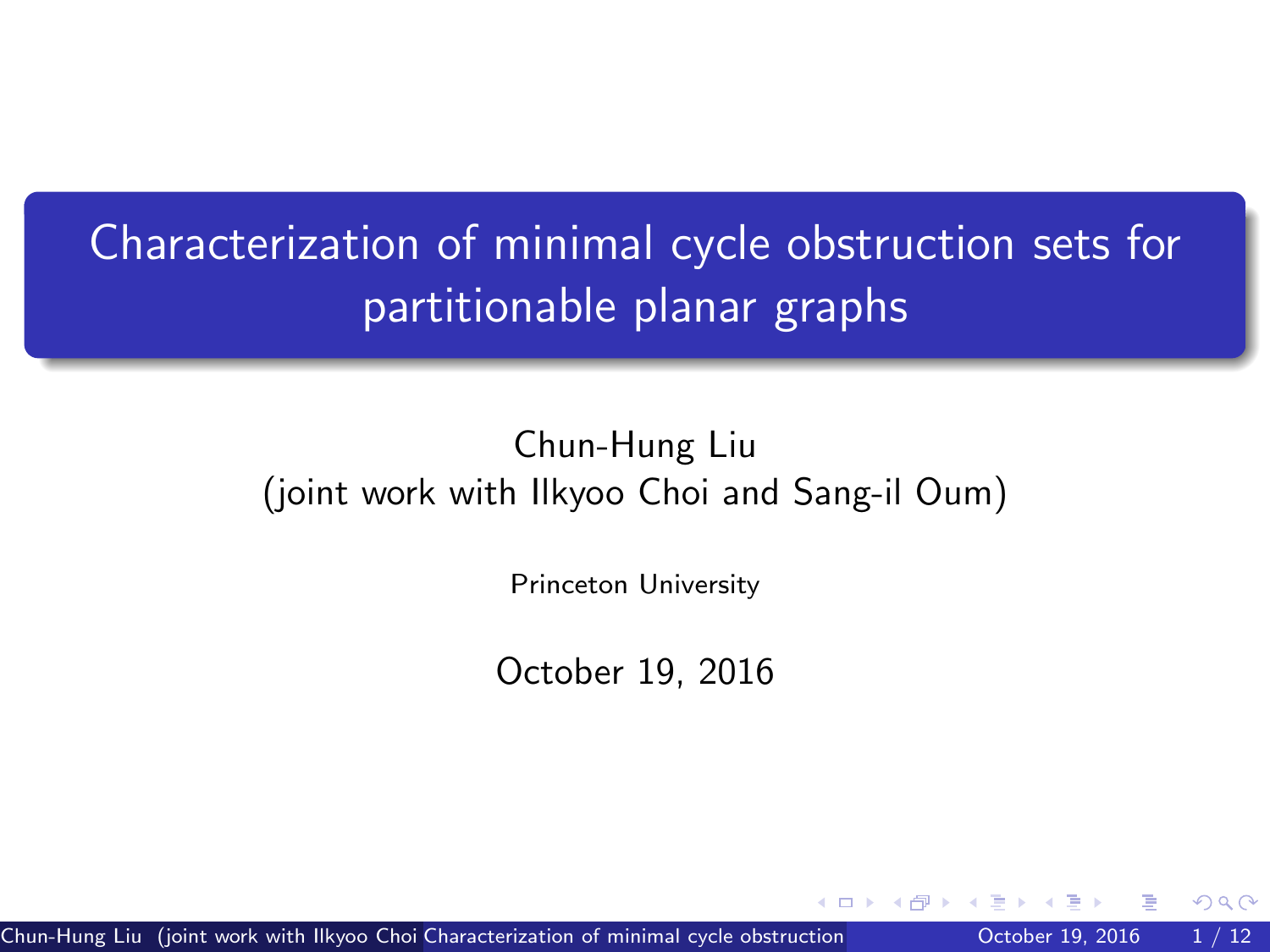# Characterization of minimal cycle obstruction sets for partitionable planar graphs

Chun-Hung Liu
(joint work with Ilkyoo Choi and Sang-il Oum)

Princeton University

October 19, 2016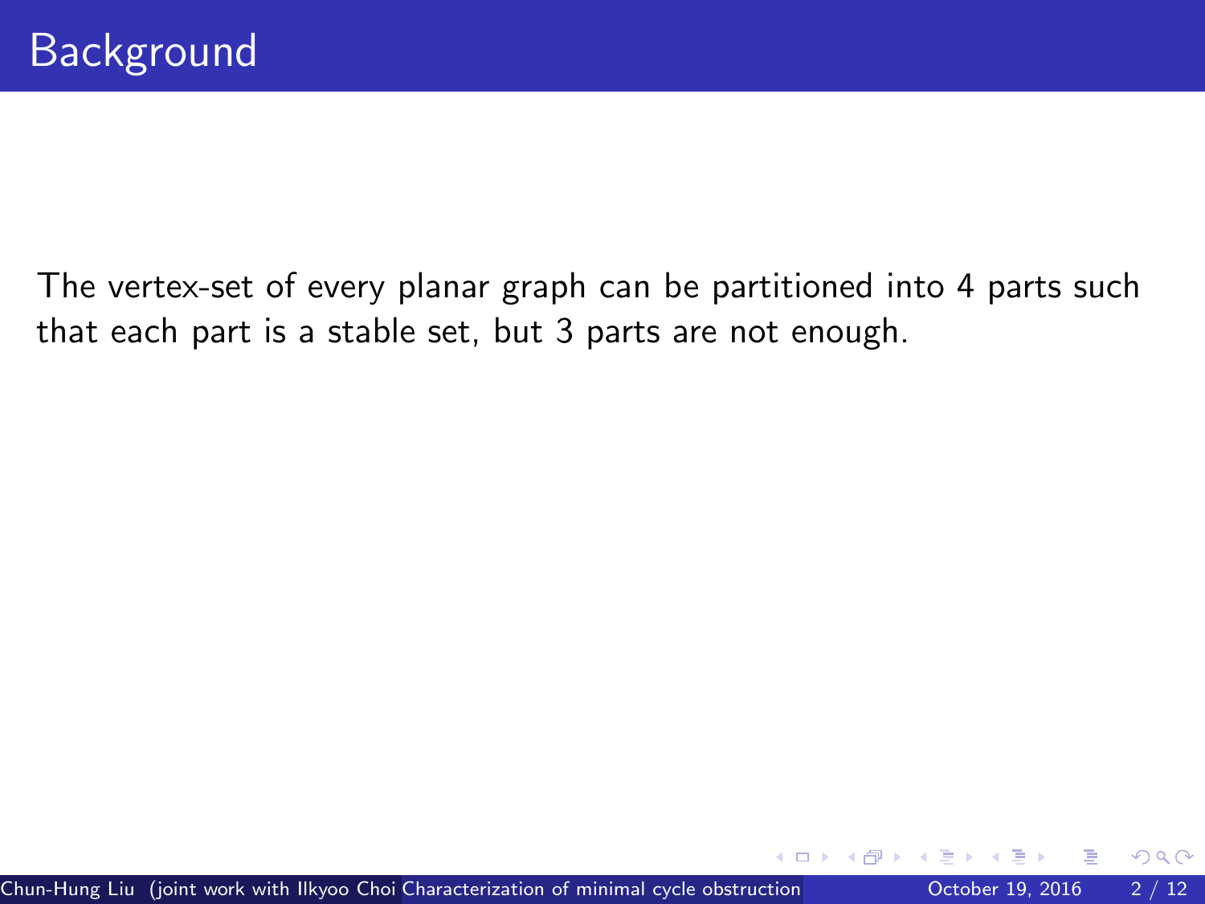# Background

The vertex-set of every planar graph can be partitioned into 4 parts such that each part is a stable set, but 3 parts are not enough.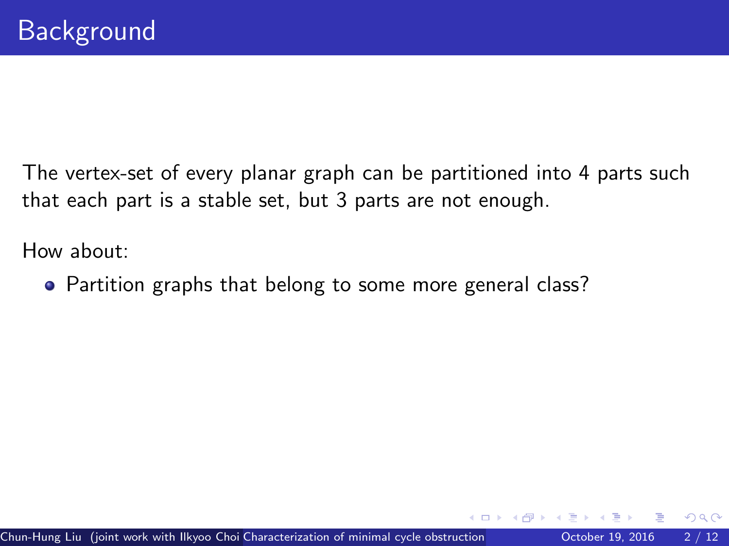# Background

The vertex-set of every planar graph can be partitioned into 4 parts such that each part is a stable set, but 3 parts are not enough.

How about:

- Partition graphs that belong to some more general class?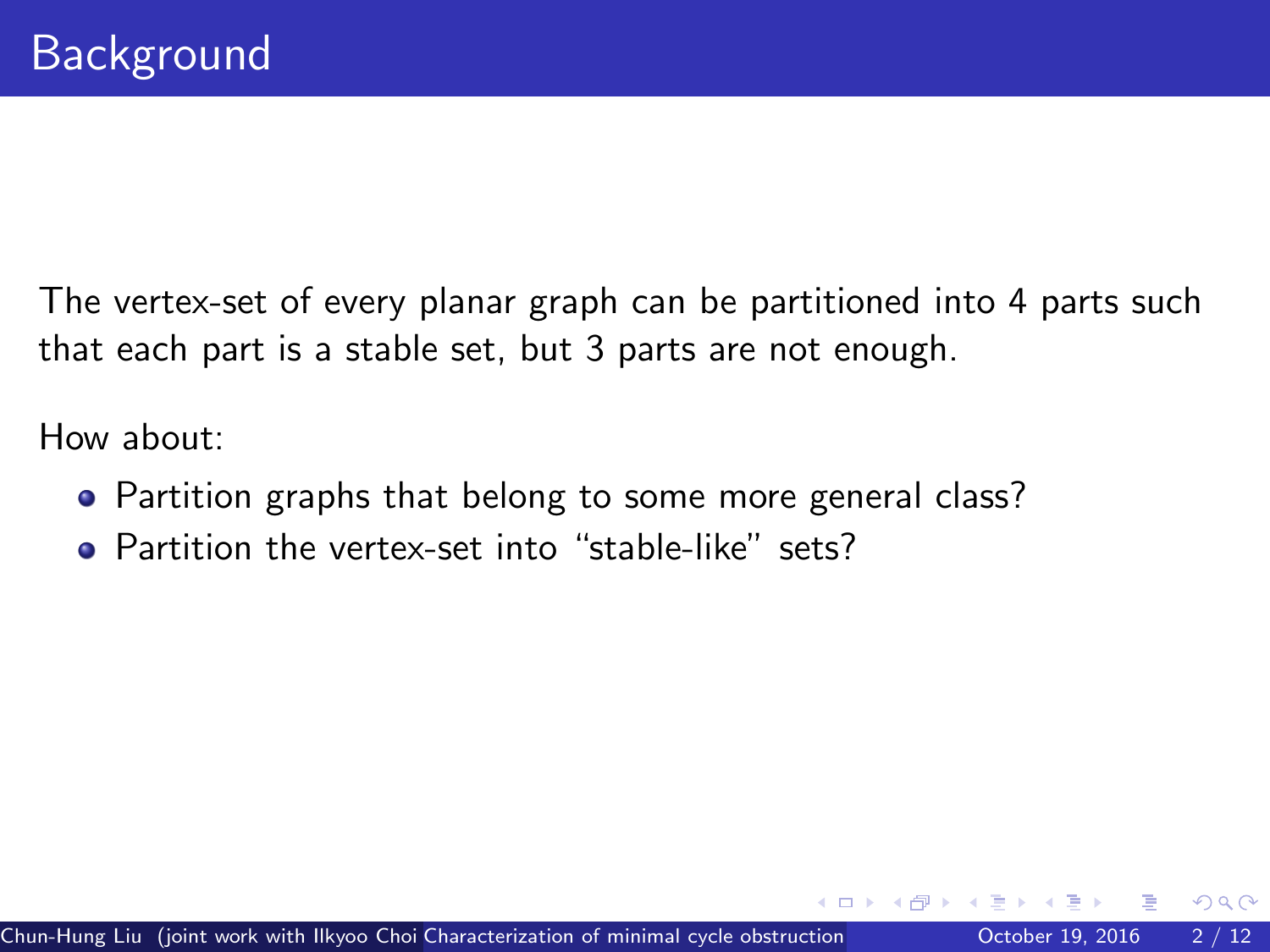# Background

The vertex-set of every planar graph can be partitioned into 4 parts such that each part is a stable set, but 3 parts are not enough.

How about:

- Partition graphs that belong to some more general class?
- Partition the vertex-set into "stable-like" sets?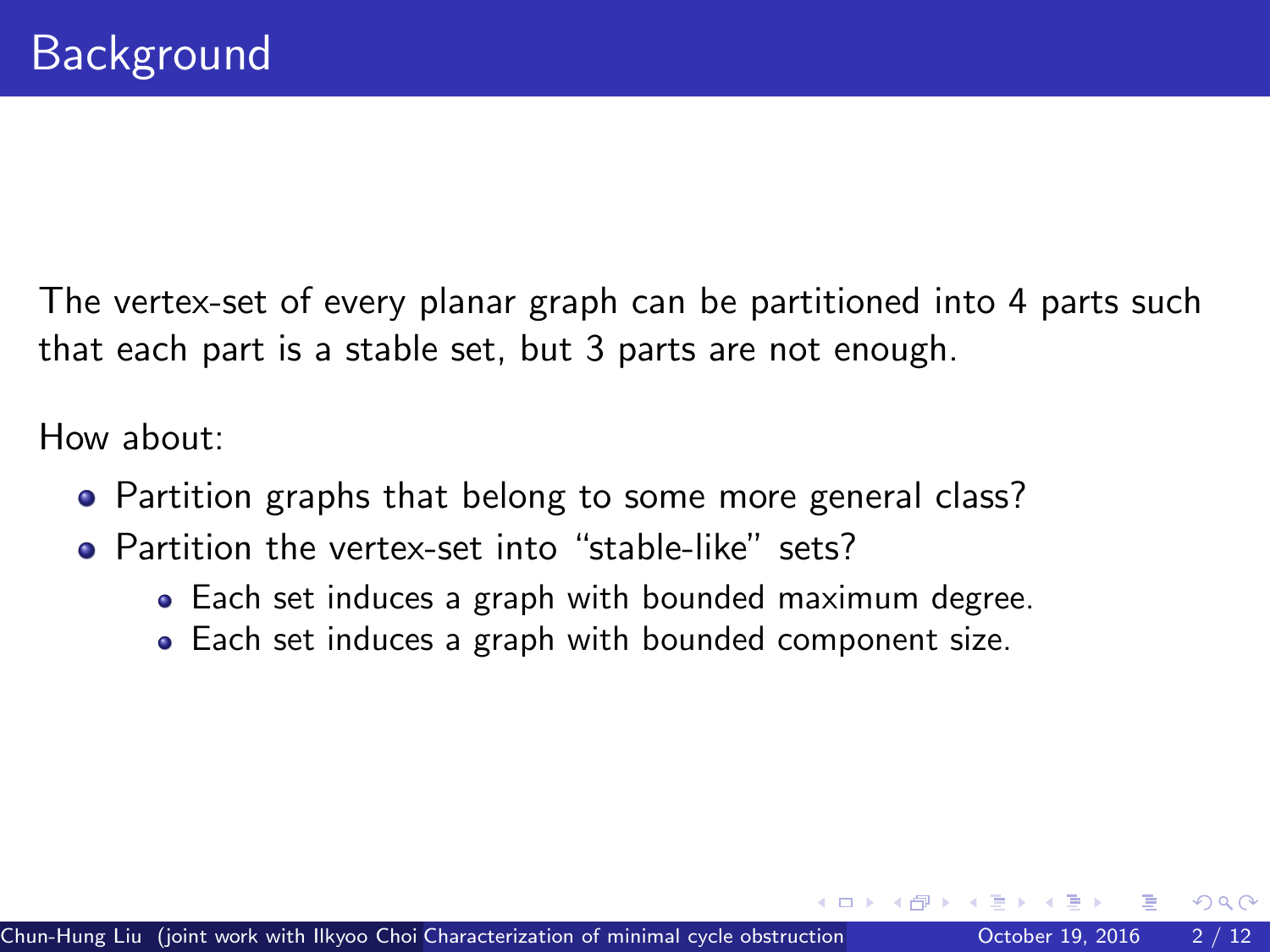# Background

The vertex-set of every planar graph can be partitioned into 4 parts such that each part is a stable set, but 3 parts are not enough.

How about:

- Partition graphs that belong to some more general class?
- Partition the vertex-set into "stable-like" sets?
  - Each set induces a graph with bounded maximum degree.
  - Each set induces a graph with bounded component size.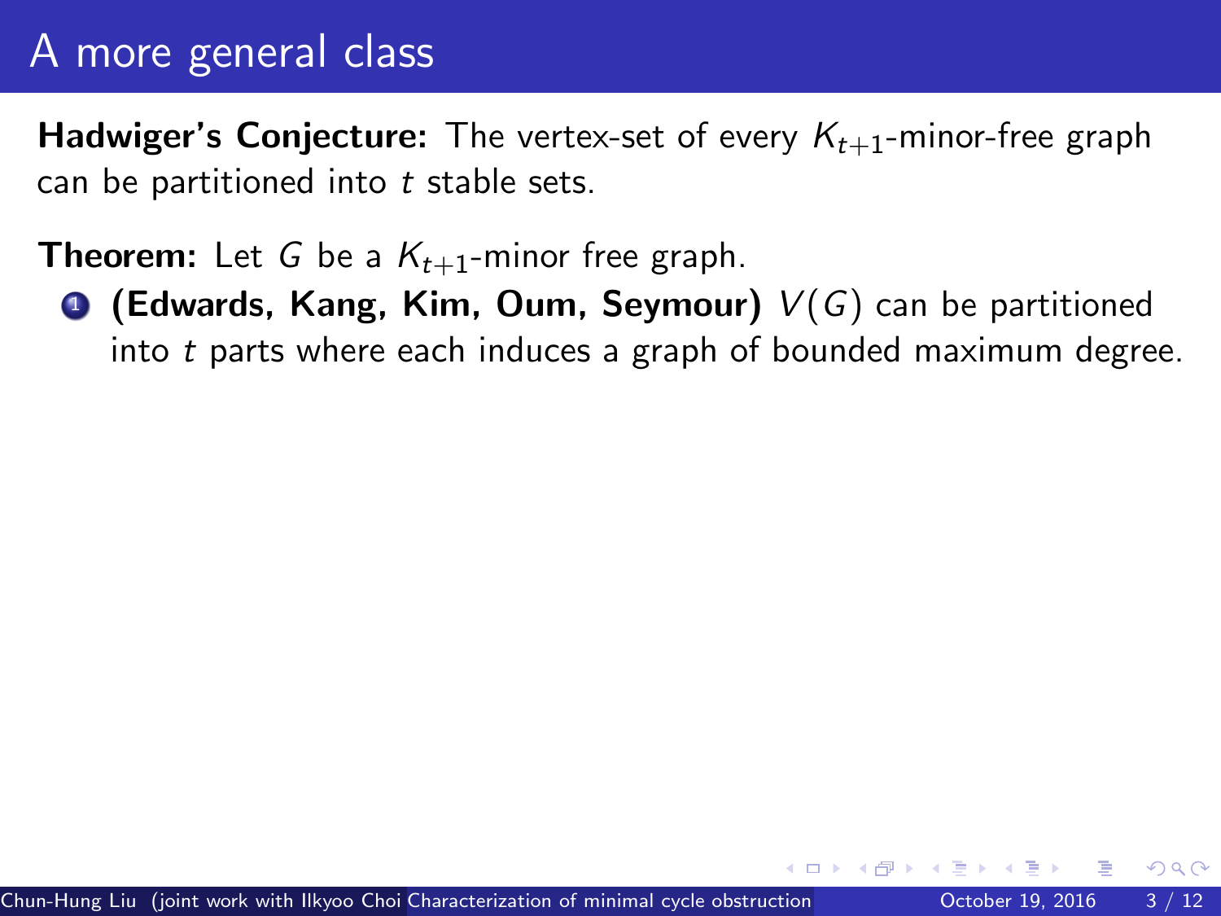# A more general class

**Hadwiger's Conjecture:** The vertex-set of every $K_{t+1}$-minor-free graph can be partitioned into $t$ stable sets.

**Theorem:** Let $G$ be a $K_{t+1}$-minor free graph.

1. **(Edwards, Kang, Kim, Oum, Seymour)** $V(G)$ can be partitioned into $t$ parts where each induces a graph of bounded maximum degree.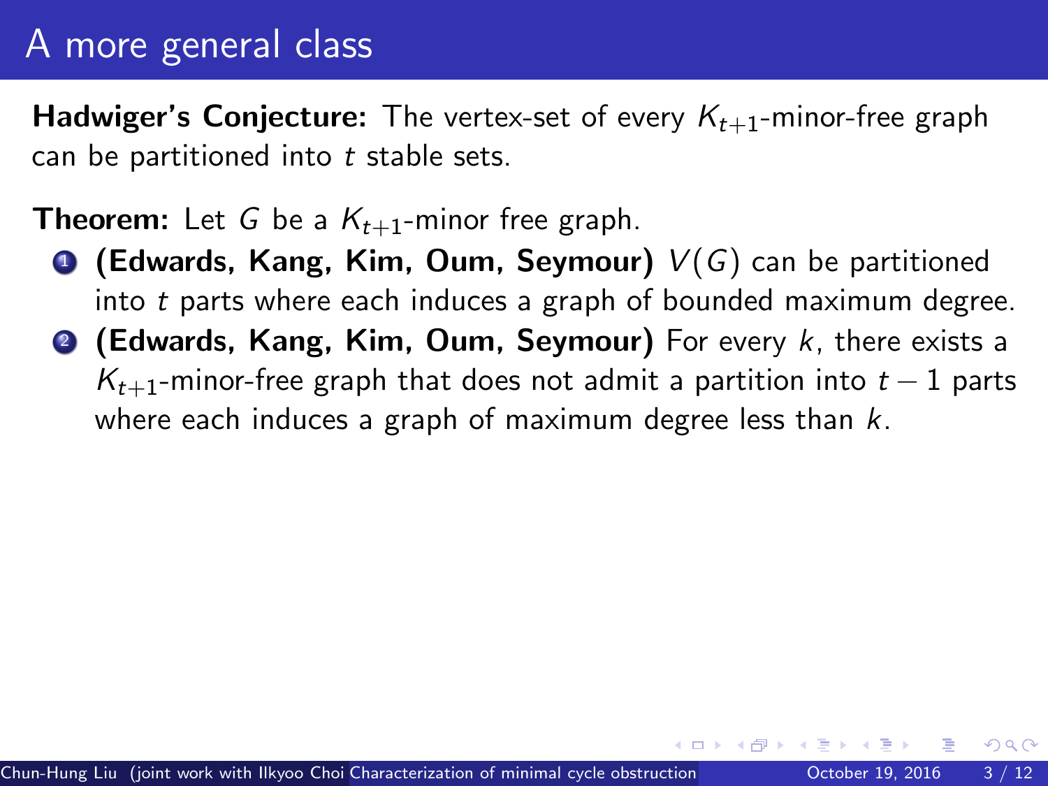# A more general class

**Hadwiger's Conjecture:** The vertex-set of every $K_{t+1}$-minor-free graph can be partitioned into $t$ stable sets.

**Theorem:** Let $G$ be a $K_{t+1}$-minor free graph.

1. **(Edwards, Kang, Kim, Oum, Seymour)** $V(G)$ can be partitioned into $t$ parts where each induces a graph of bounded maximum degree.
2. **(Edwards, Kang, Kim, Oum, Seymour)** For every $k$, there exists a $K_{t+1}$-minor-free graph that does not admit a partition into $t-1$ parts where each induces a graph of maximum degree less than $k$.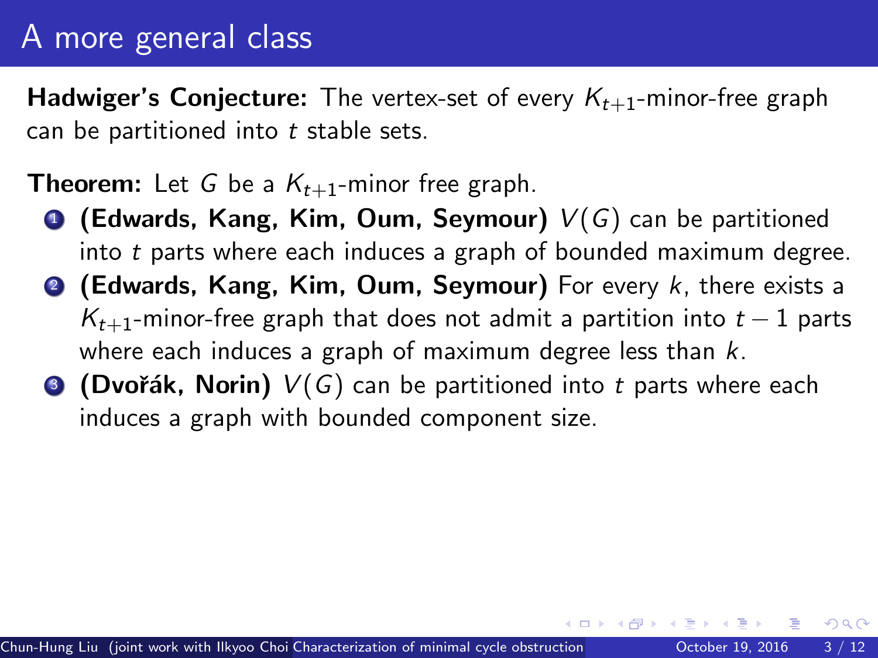# A more general class

**Hadwiger's Conjecture:** The vertex-set of every $K_{t+1}$-minor-free graph can be partitioned into $t$ stable sets.

**Theorem:** Let $G$ be a $K_{t+1}$-minor free graph.

1. **(Edwards, Kang, Kim, Oum, Seymour)** $V(G)$ can be partitioned into $t$ parts where each induces a graph of bounded maximum degree.
2. **(Edwards, Kang, Kim, Oum, Seymour)** For every $k$, there exists a $K_{t+1}$-minor-free graph that does not admit a partition into $t-1$ parts where each induces a graph of maximum degree less than $k$.
3. **(Dvořák, Norin)** $V(G)$ can be partitioned into $t$ parts where each induces a graph with bounded component size.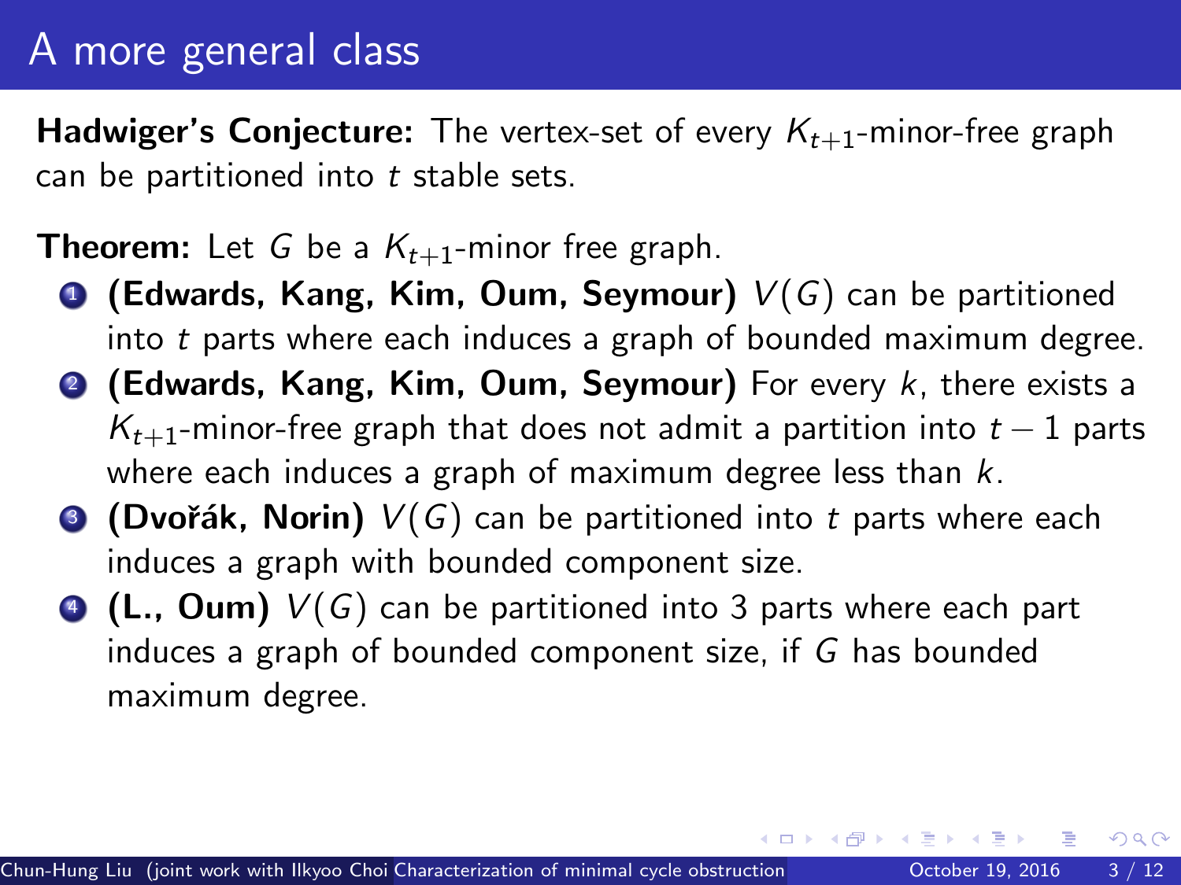# A more general class

**Hadwiger's Conjecture:** The vertex-set of every $K_{t+1}$-minor-free graph can be partitioned into $t$ stable sets.

**Theorem:** Let $G$ be a $K_{t+1}$-minor free graph.

1. **(Edwards, Kang, Kim, Oum, Seymour)** $V(G)$ can be partitioned into $t$ parts where each induces a graph of bounded maximum degree.
2. **(Edwards, Kang, Kim, Oum, Seymour)** For every $k$, there exists a $K_{t+1}$-minor-free graph that does not admit a partition into $t-1$ parts where each induces a graph of maximum degree less than $k$.
3. **(Dvořák, Norin)** $V(G)$ can be partitioned into $t$ parts where each induces a graph with bounded component size.
4. **(L., Oum)** $V(G)$ can be partitioned into 3 parts where each part induces a graph of bounded component size, if $G$ has bounded maximum degree.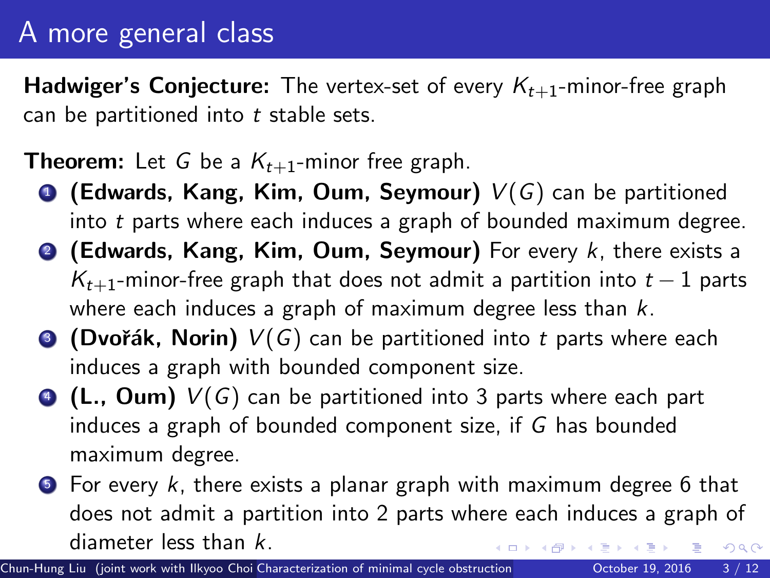# A more general class

**Hadwiger's Conjecture:** The vertex-set of every $K_{t+1}$-minor-free graph can be partitioned into $t$ stable sets.

**Theorem:** Let $G$ be a $K_{t+1}$-minor free graph.

1. **(Edwards, Kang, Kim, Oum, Seymour)** $V(G)$ can be partitioned into $t$ parts where each induces a graph of bounded maximum degree.
2. **(Edwards, Kang, Kim, Oum, Seymour)** For every $k$, there exists a $K_{t+1}$-minor-free graph that does not admit a partition into $t-1$ parts where each induces a graph of maximum degree less than $k$.
3. **(Dvořák, Norin)** $V(G)$ can be partitioned into $t$ parts where each induces a graph with bounded component size.
4. **(L., Oum)** $V(G)$ can be partitioned into 3 parts where each part induces a graph of bounded component size, if $G$ has bounded maximum degree.
5. For every $k$, there exists a planar graph with maximum degree 6 that does not admit a partition into 2 parts where each induces a graph of diameter less than $k$.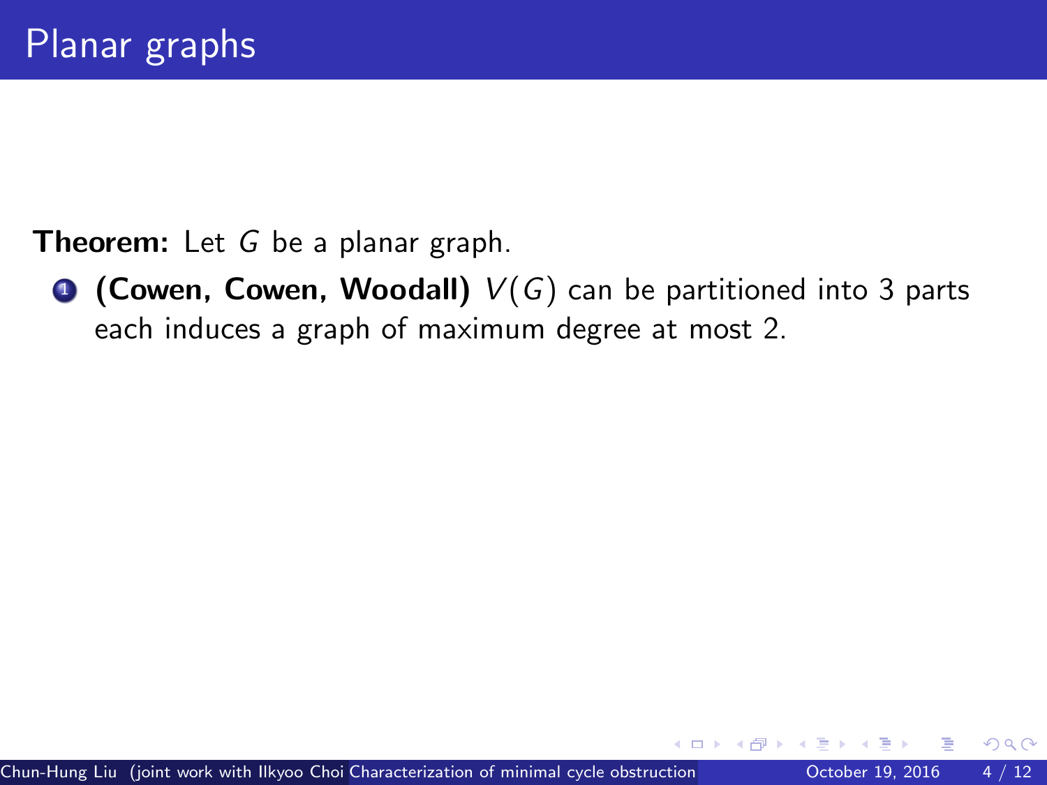# Planar graphs

**Theorem:** Let $G$ be a planar graph.

1. **(Cowen, Cowen, Woodall)** $V(G)$ can be partitioned into 3 parts each induces a graph of maximum degree at most 2.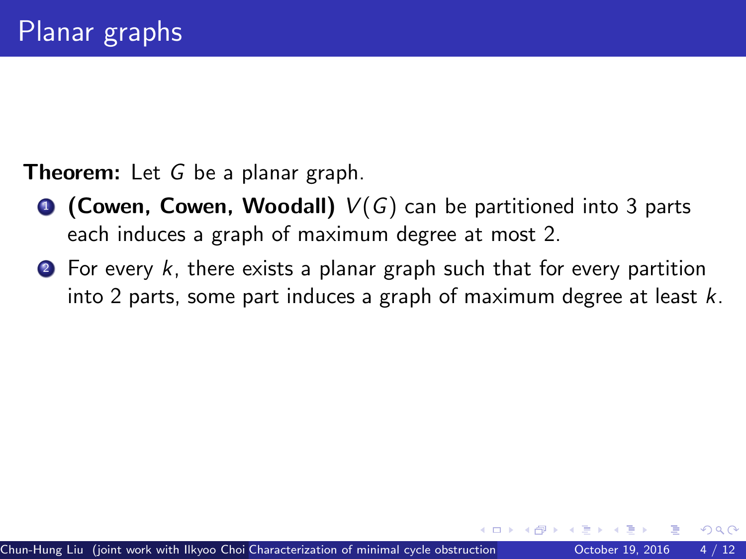# Planar graphs

**Theorem:** Let $G$ be a planar graph.

1. **(Cowen, Cowen, Woodall)** $V(G)$ can be partitioned into 3 parts each induces a graph of maximum degree at most 2.
2. For every $k$, there exists a planar graph such that for every partition into 2 parts, some part induces a graph of maximum degree at least $k$.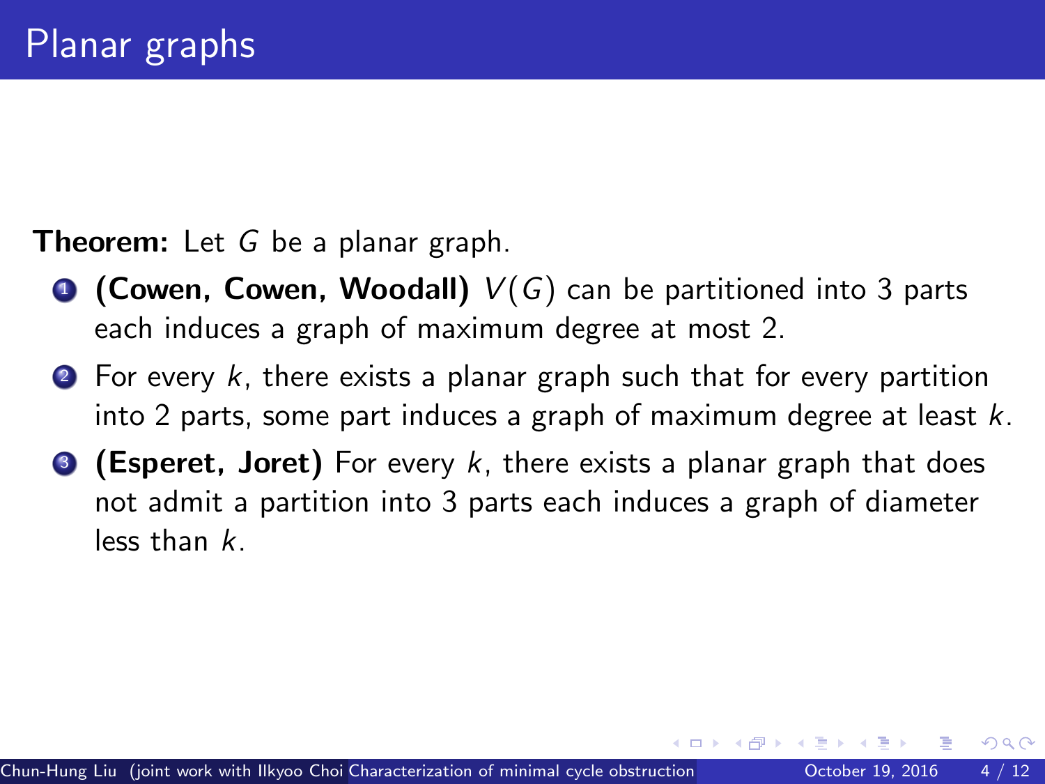# Planar graphs

**Theorem:** Let $G$ be a planar graph.

1. **(Cowen, Cowen, Woodall)** $V(G)$ can be partitioned into 3 parts each induces a graph of maximum degree at most 2.
2. For every $k$, there exists a planar graph such that for every partition into 2 parts, some part induces a graph of maximum degree at least $k$.
3. **(Esperet, Joret)** For every $k$, there exists a planar graph that does not admit a partition into 3 parts each induces a graph of diameter less than $k$.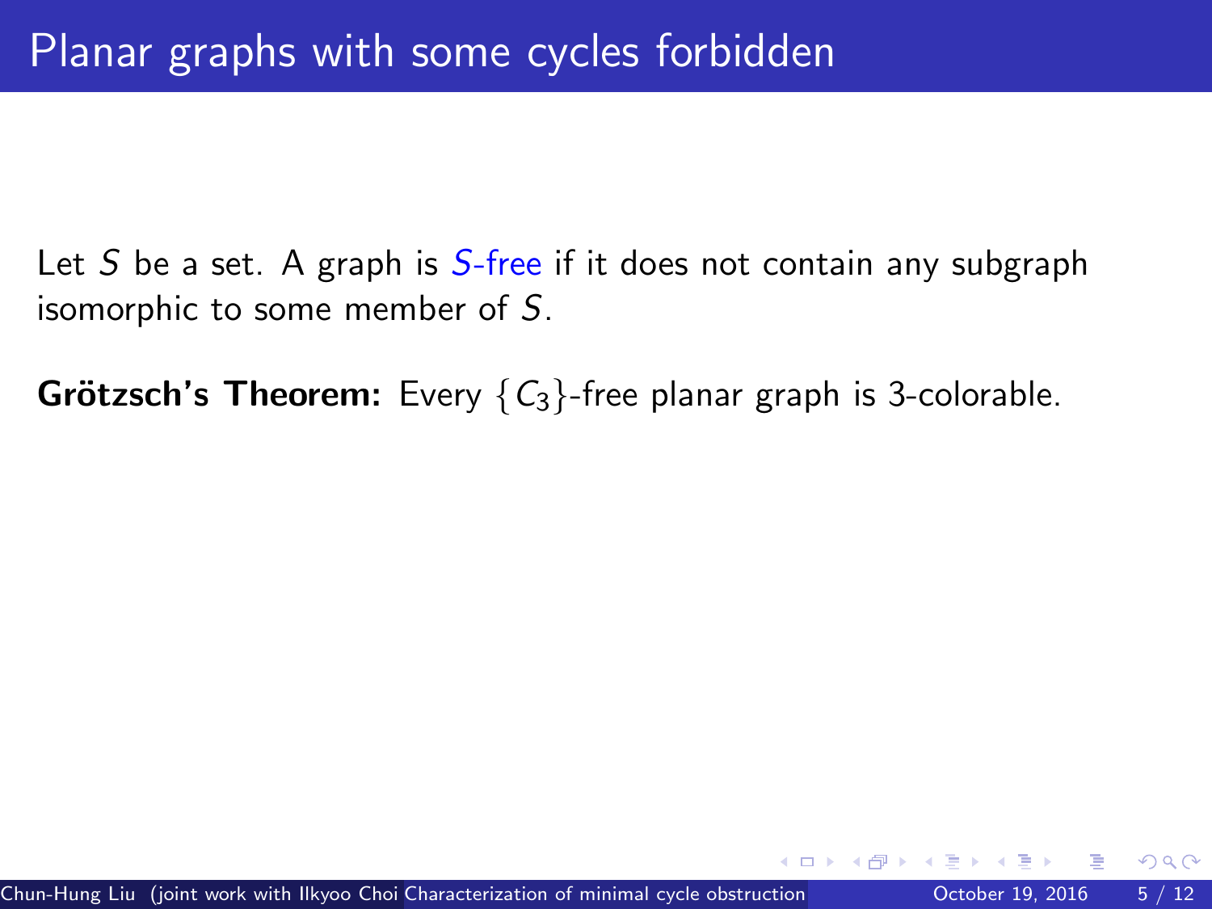# Planar graphs with some cycles forbidden

Let $S$ be a set. A graph is $S$-free if it does not contain any subgraph isomorphic to some member of $S$.

**Grötzsch's Theorem:** Every $\{C_3\}$-free planar graph is 3-colorable.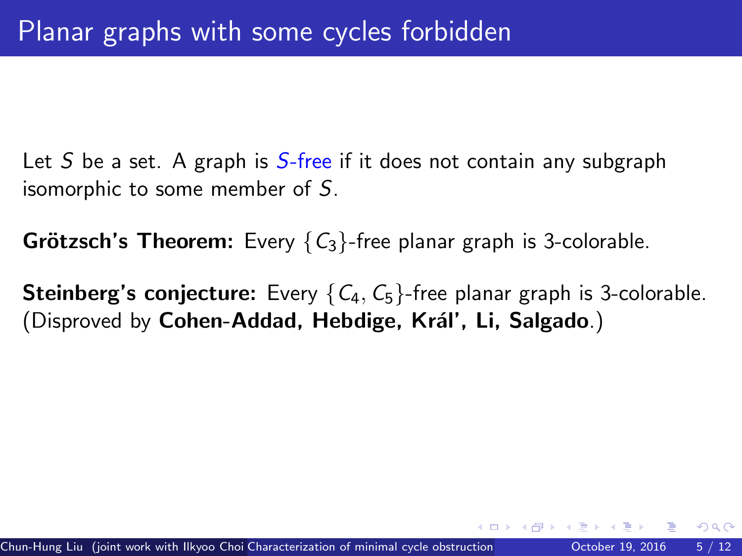# Planar graphs with some cycles forbidden

Let $S$ be a set. A graph is $S$-free if it does not contain any subgraph isomorphic to some member of $S$.

**Grötzsch's Theorem:** Every $\{C_3\}$-free planar graph is 3-colorable.

**Steinberg's conjecture:** Every $\{C_4, C_5\}$-free planar graph is 3-colorable. (Disproved by **Cohen-Addad, Hebdige, Král', Li, Salgado**.)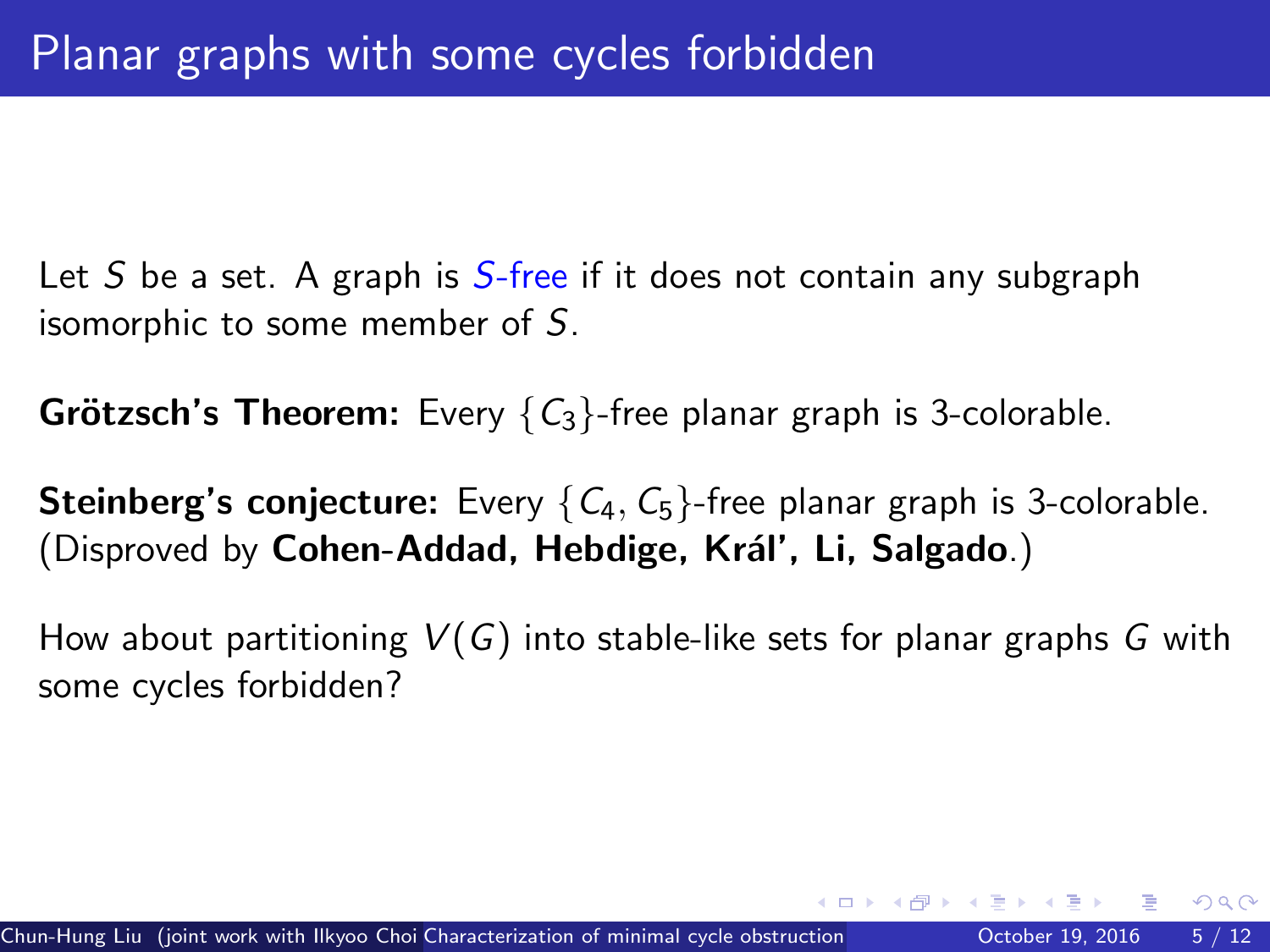# Planar graphs with some cycles forbidden

Let $S$ be a set. A graph is $S$-free if it does not contain any subgraph isomorphic to some member of $S$.

**Grötzsch's Theorem:** Every $\{C_3\}$-free planar graph is 3-colorable.

**Steinberg's conjecture:** Every $\{C_4, C_5\}$-free planar graph is 3-colorable. (Disproved by **Cohen-Addad, Hebdige, Král', Li, Salgado**.)

How about partitioning $V(G)$ into stable-like sets for planar graphs $G$ with some cycles forbidden?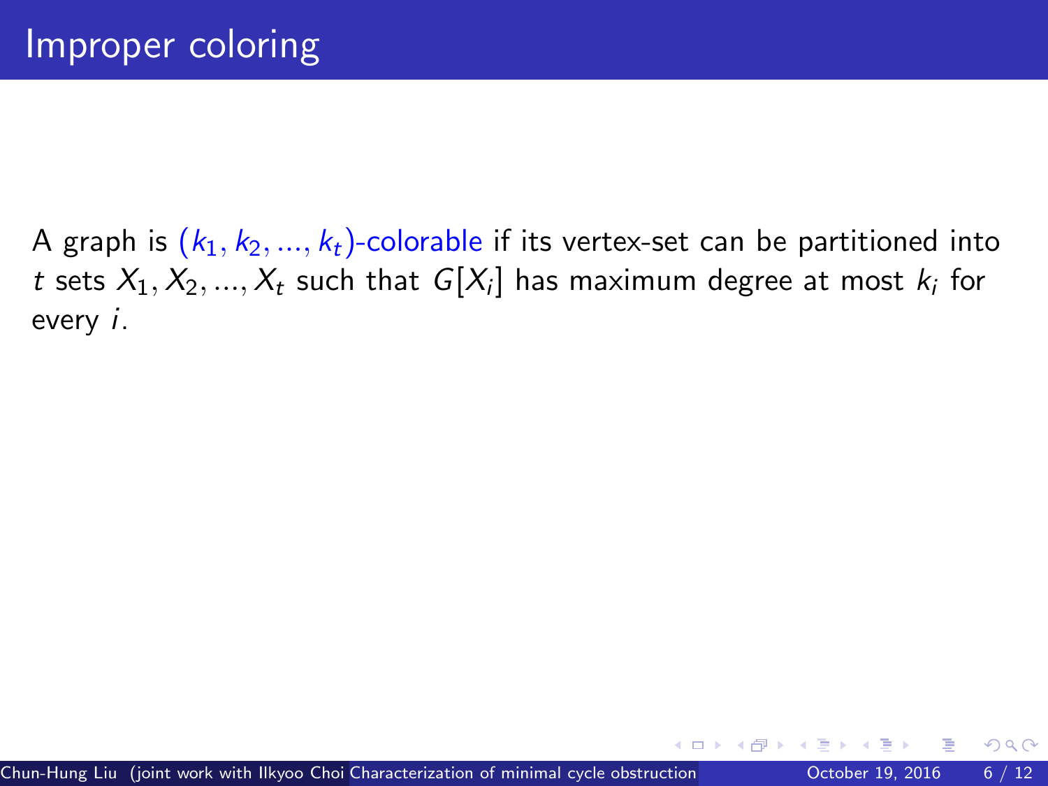# Improper coloring

A graph is $(k_1, k_2, ..., k_t)$-colorable if its vertex-set can be partitioned into $t$ sets $X_1, X_2, ..., X_t$ such that $G[X_i]$ has maximum degree at most $k_i$ for every $i$.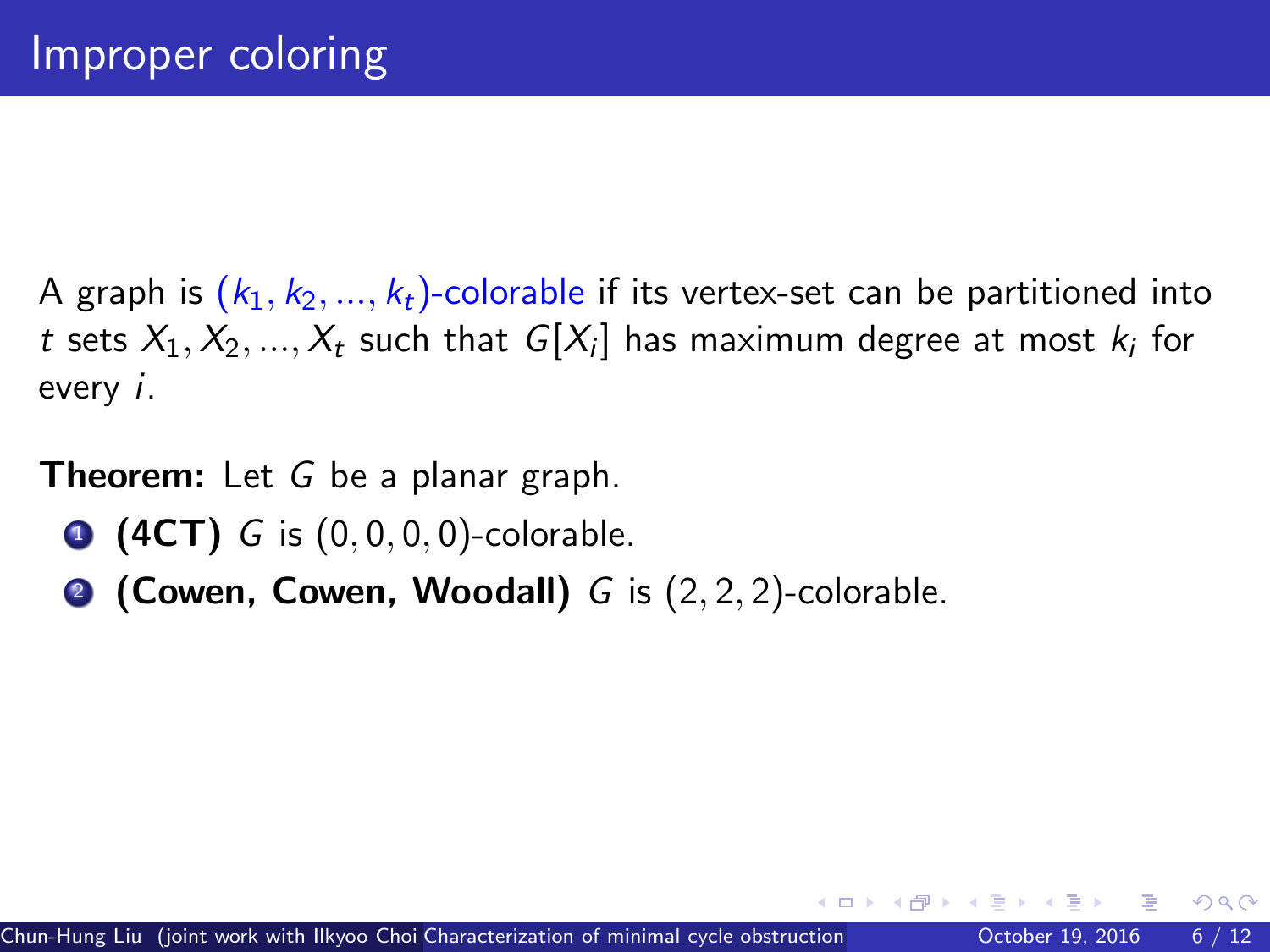# Improper coloring

A graph is $(k_1, k_2, ..., k_t)$-colorable if its vertex-set can be partitioned into $t$ sets $X_1, X_2, ..., X_t$ such that $G[X_i]$ has maximum degree at most $k_i$ for every $i$.

**Theorem:** Let $G$ be a planar graph.

1. **(4CT)** $G$ is $(0, 0, 0, 0)$-colorable.
2. **(Cowen, Cowen, Woodall)** $G$ is $(2, 2, 2)$-colorable.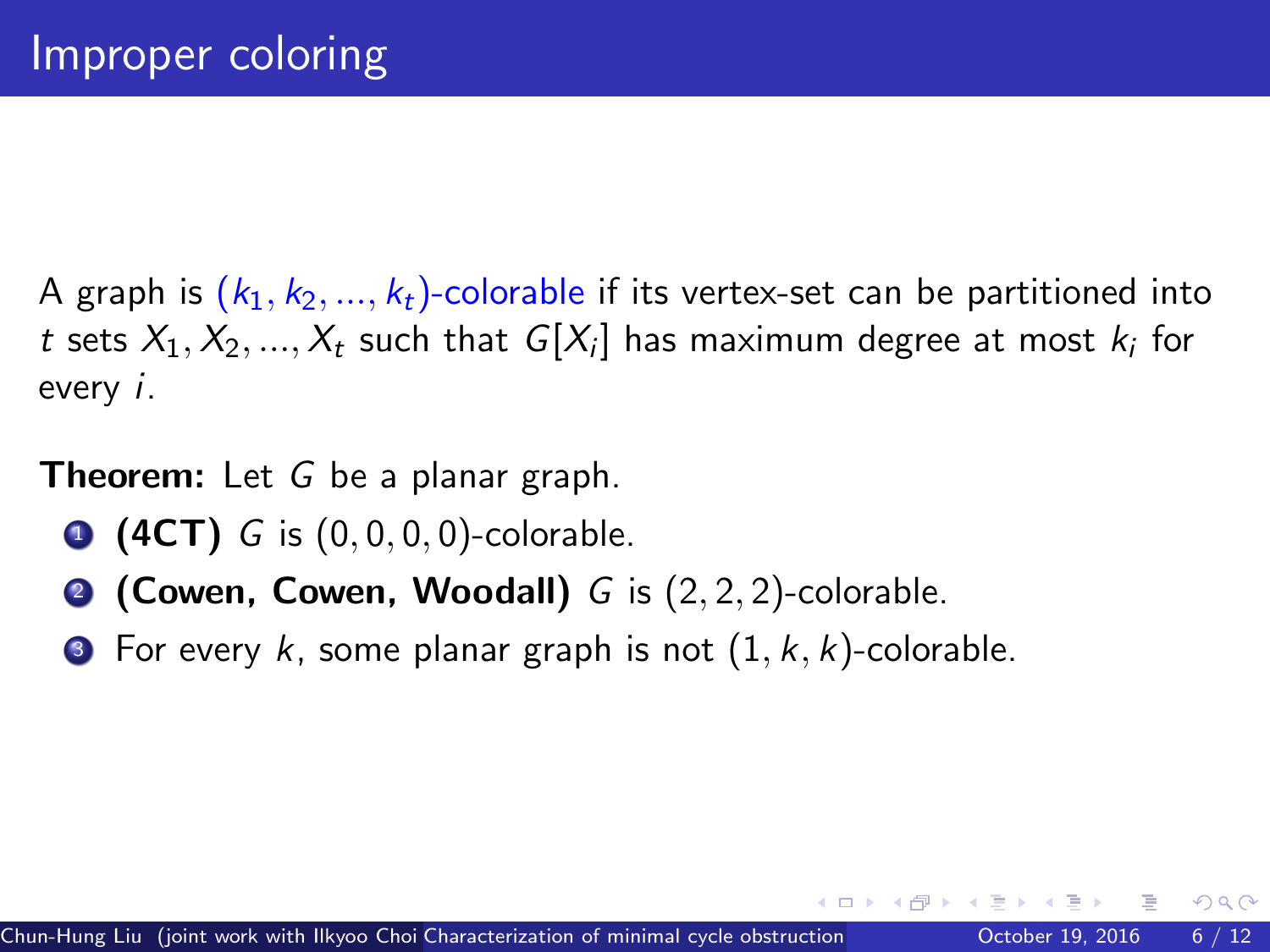# Improper coloring

A graph is $(k_1, k_2, ..., k_t)$-colorable if its vertex-set can be partitioned into $t$ sets $X_1, X_2, ..., X_t$ such that $G[X_i]$ has maximum degree at most $k_i$ for every $i$.

**Theorem:** Let $G$ be a planar graph.

1. **(4CT)** $G$ is $(0, 0, 0, 0)$-colorable.
2. **(Cowen, Cowen, Woodall)** $G$ is $(2, 2, 2)$-colorable.
3. For every $k$, some planar graph is not $(1, k, k)$-colorable.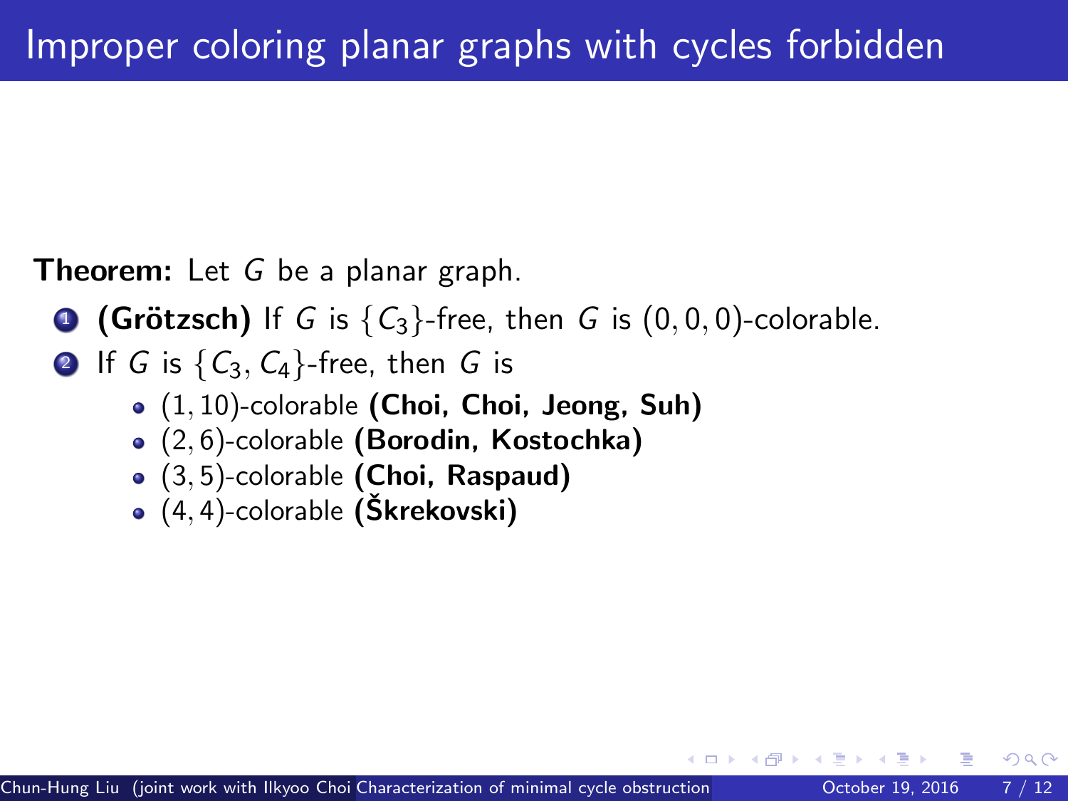# Improper coloring planar graphs with cycles forbidden

**Theorem:** Let $G$ be a planar graph.

1. **(Grötzsch)** If $G$ is $\{C_3\}$-free, then $G$ is $(0, 0, 0)$-colorable.
2. If $G$ is $\{C_3, C_4\}$-free, then $G$ is
   - $(1, 10)$-colorable **(Choi, Choi, Jeong, Suh)**
   - $(2, 6)$-colorable **(Borodin, Kostochka)**
   - $(3, 5)$-colorable **(Choi, Raspaud)**
   - $(4, 4)$-colorable **(Škrekovski)**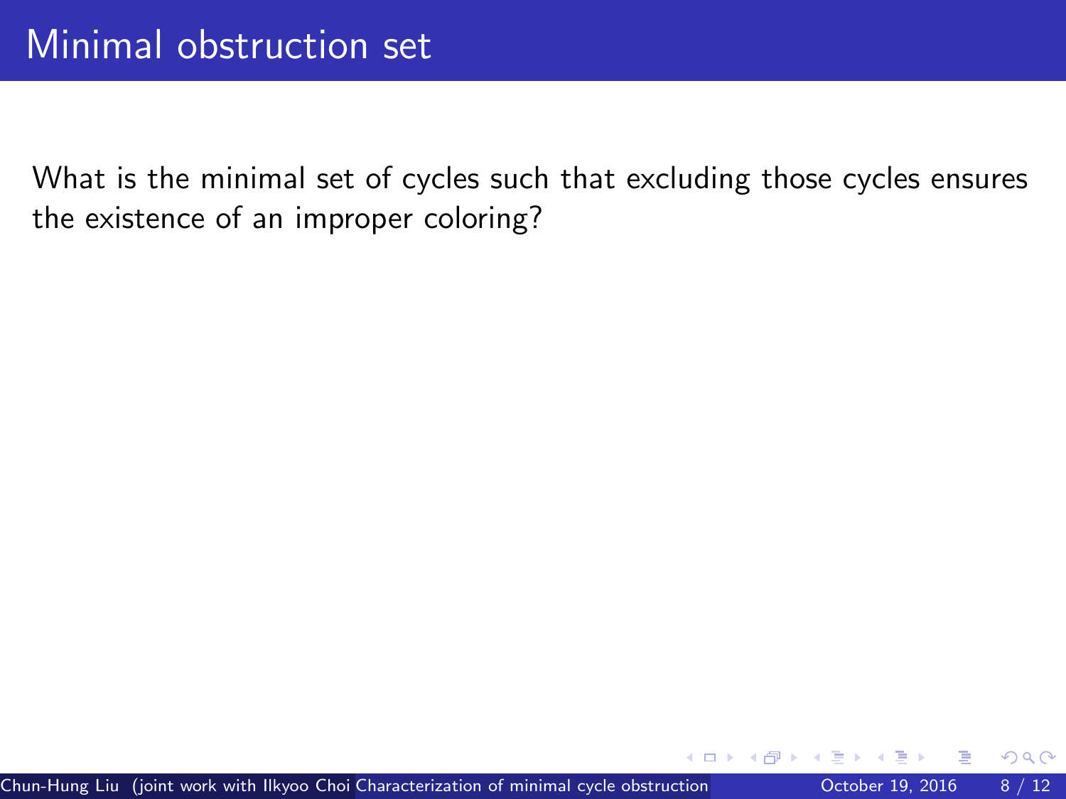# Minimal obstruction set

What is the minimal set of cycles such that excluding those cycles ensures the existence of an improper coloring?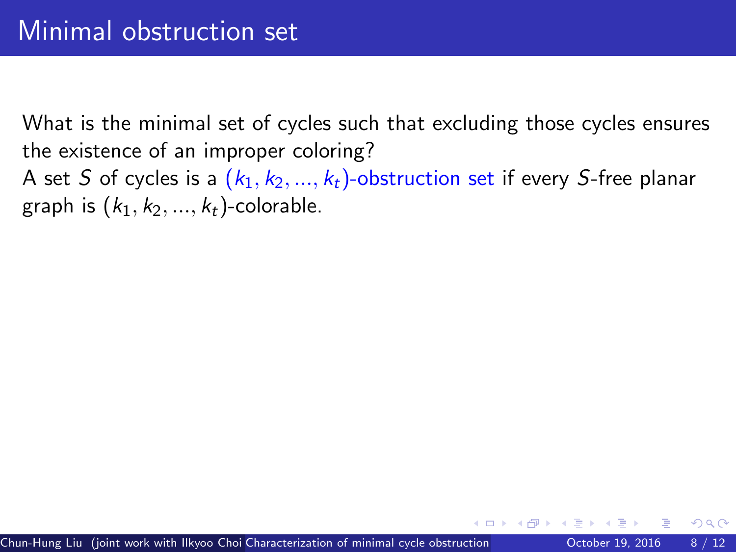# Minimal obstruction set

What is the minimal set of cycles such that excluding those cycles ensures the existence of an improper coloring?

A set $S$ of cycles is a $(k_1, k_2, ..., k_t)$-obstruction set if every $S$-free planar graph is $(k_1, k_2, ..., k_t)$-colorable.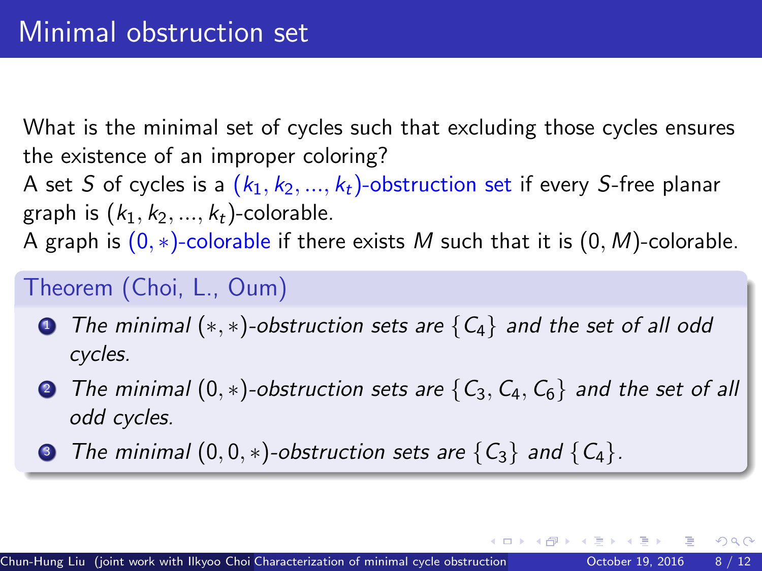# Minimal obstruction set

What is the minimal set of cycles such that excluding those cycles ensures the existence of an improper coloring?

A set $S$ of cycles is a $(k_1, k_2, ..., k_t)$-obstruction set if every $S$-free planar graph is $(k_1, k_2, ..., k_t)$-colorable.

A graph is $(0, *)$-colorable if there exists $M$ such that it is $(0, M)$-colorable.

**Theorem (Choi, L., Oum)**

1. *The minimal $(*, *)$-obstruction sets are $\{C_4\}$ and the set of all odd cycles.*
2. *The minimal $(0, *)$-obstruction sets are $\{C_3, C_4, C_6\}$ and the set of all odd cycles.*
3. *The minimal $(0, 0, *)$-obstruction sets are $\{C_3\}$ and $\{C_4\}$.*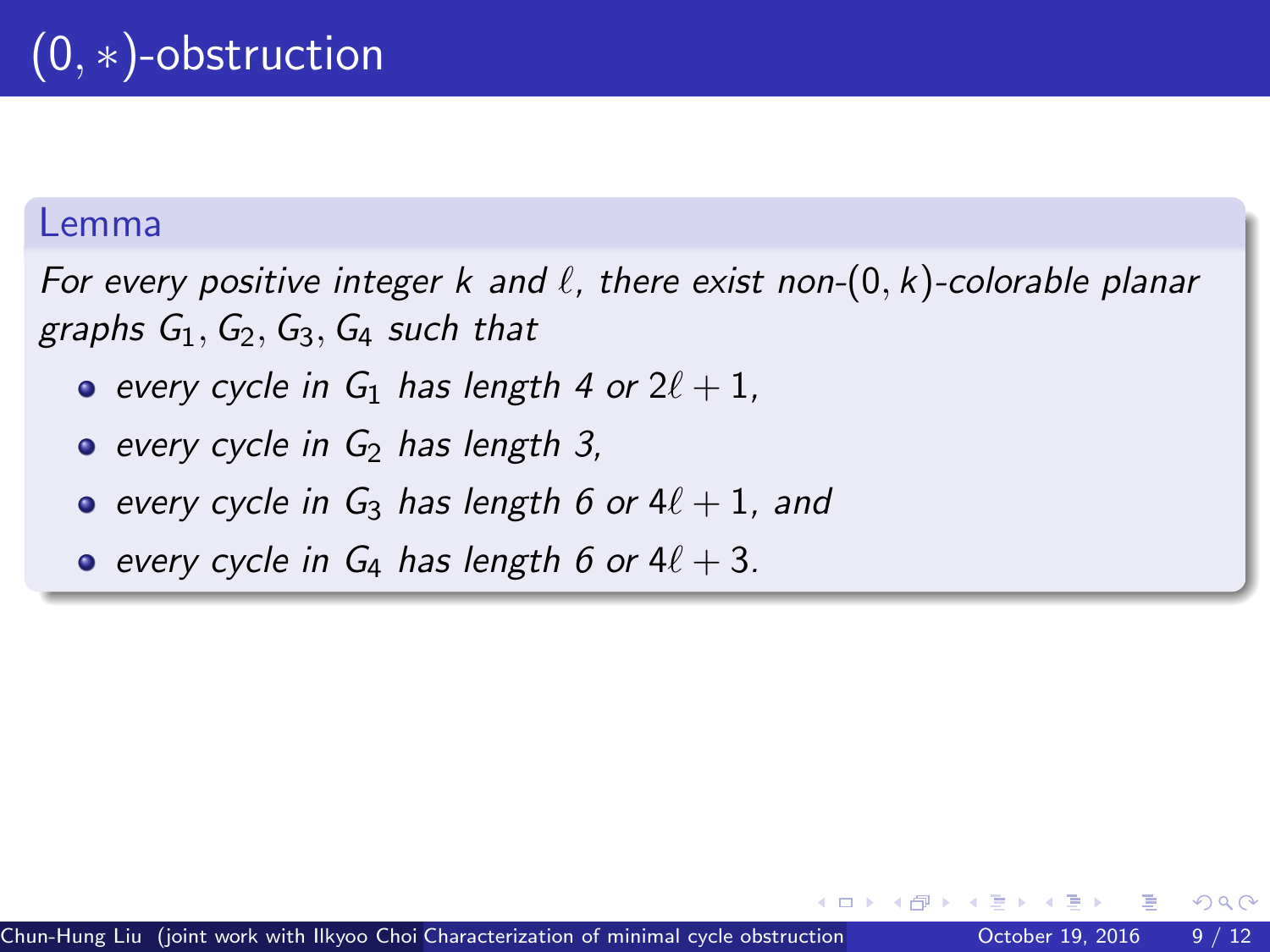# $(0, *)$-obstruction

**Lemma**

*For every positive integer $k$ and $\ell$, there exist non-$(0, k)$-colorable planar graphs $G_1, G_2, G_3, G_4$ such that*

- *every cycle in $G_1$ has length 4 or $2\ell + 1$,*
- *every cycle in $G_2$ has length 3,*
- *every cycle in $G_3$ has length 6 or $4\ell + 1$, and*
- *every cycle in $G_4$ has length 6 or $4\ell + 3$.*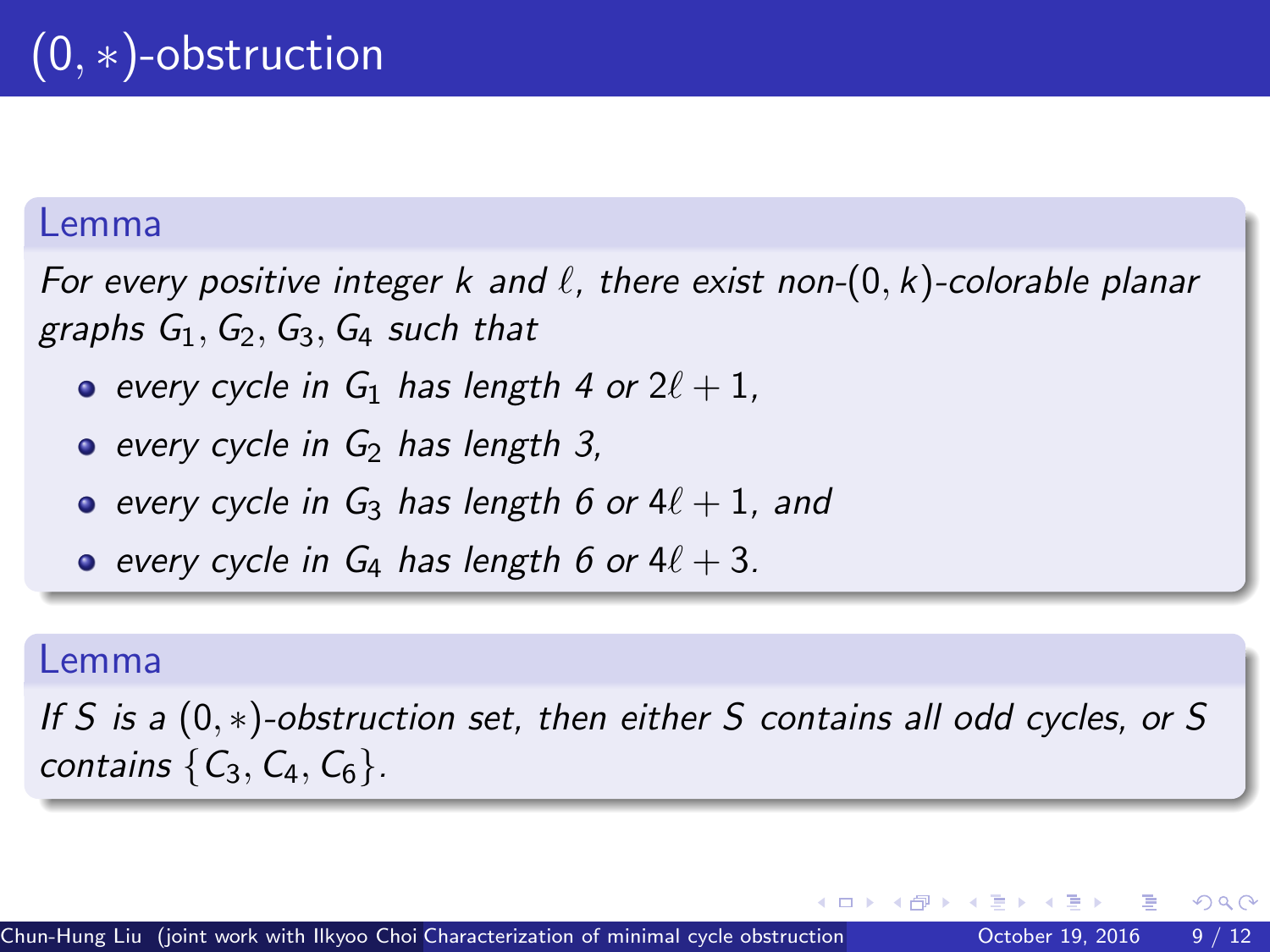# $(0, *)$-obstruction

**Lemma**

*For every positive integer $k$ and $\ell$, there exist non-$(0, k)$-colorable planar graphs $G_1, G_2, G_3, G_4$ such that*

- *every cycle in $G_1$ has length 4 or $2\ell + 1$,*
- *every cycle in $G_2$ has length 3,*
- *every cycle in $G_3$ has length 6 or $4\ell + 1$, and*
- *every cycle in $G_4$ has length 6 or $4\ell + 3$.*

**Lemma**

*If $S$ is a $(0, *)$-obstruction set, then either $S$ contains all odd cycles, or $S$ contains $\{C_3, C_4, C_6\}$.*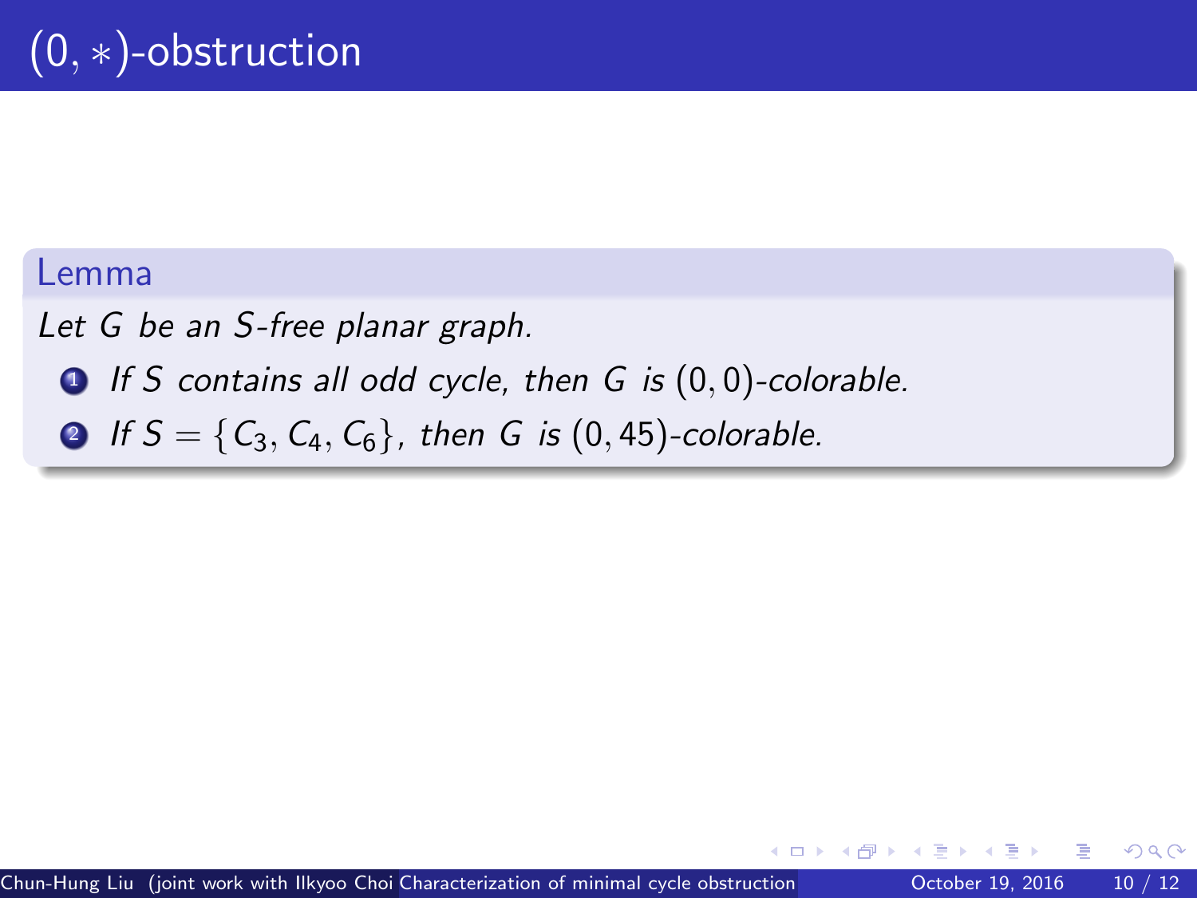# $(0, *)$-obstruction

**Lemma**

*Let $G$ be an $S$-free planar graph.*

1. *If $S$ contains all odd cycle, then $G$ is $(0, 0)$-colorable.*
2. *If $S = \{C_3, C_4, C_6\}$, then $G$ is $(0, 45)$-colorable.*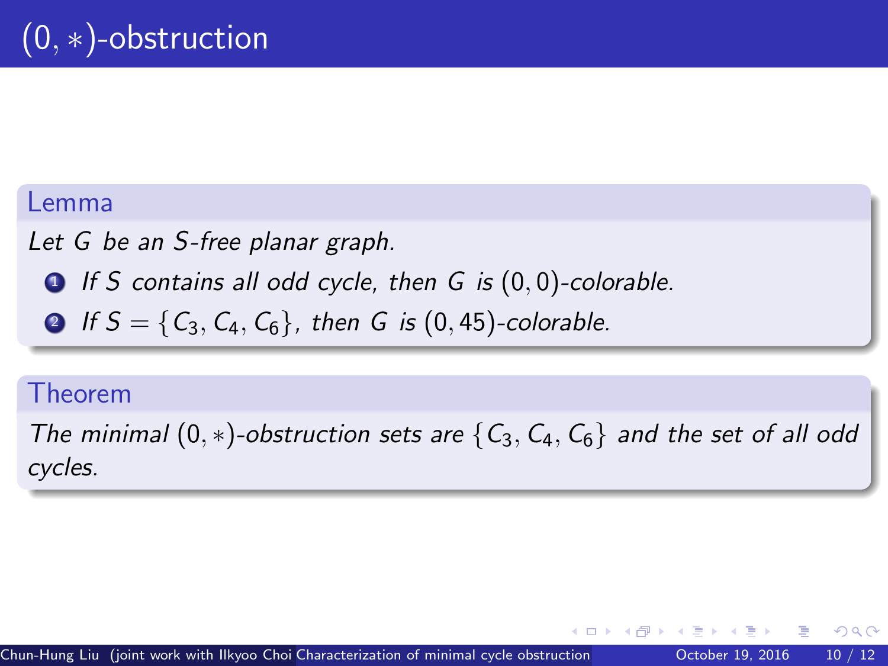# $(0, *)$-obstruction

**Lemma**

*Let $G$ be an $S$-free planar graph.*

1. *If $S$ contains all odd cycle, then $G$ is $(0, 0)$-colorable.*
2. *If $S = \{C_3, C_4, C_6\}$, then $G$ is $(0, 45)$-colorable.*

**Theorem**

*The minimal $(0, *)$-obstruction sets are $\{C_3, C_4, C_6\}$ and the set of all odd cycles.*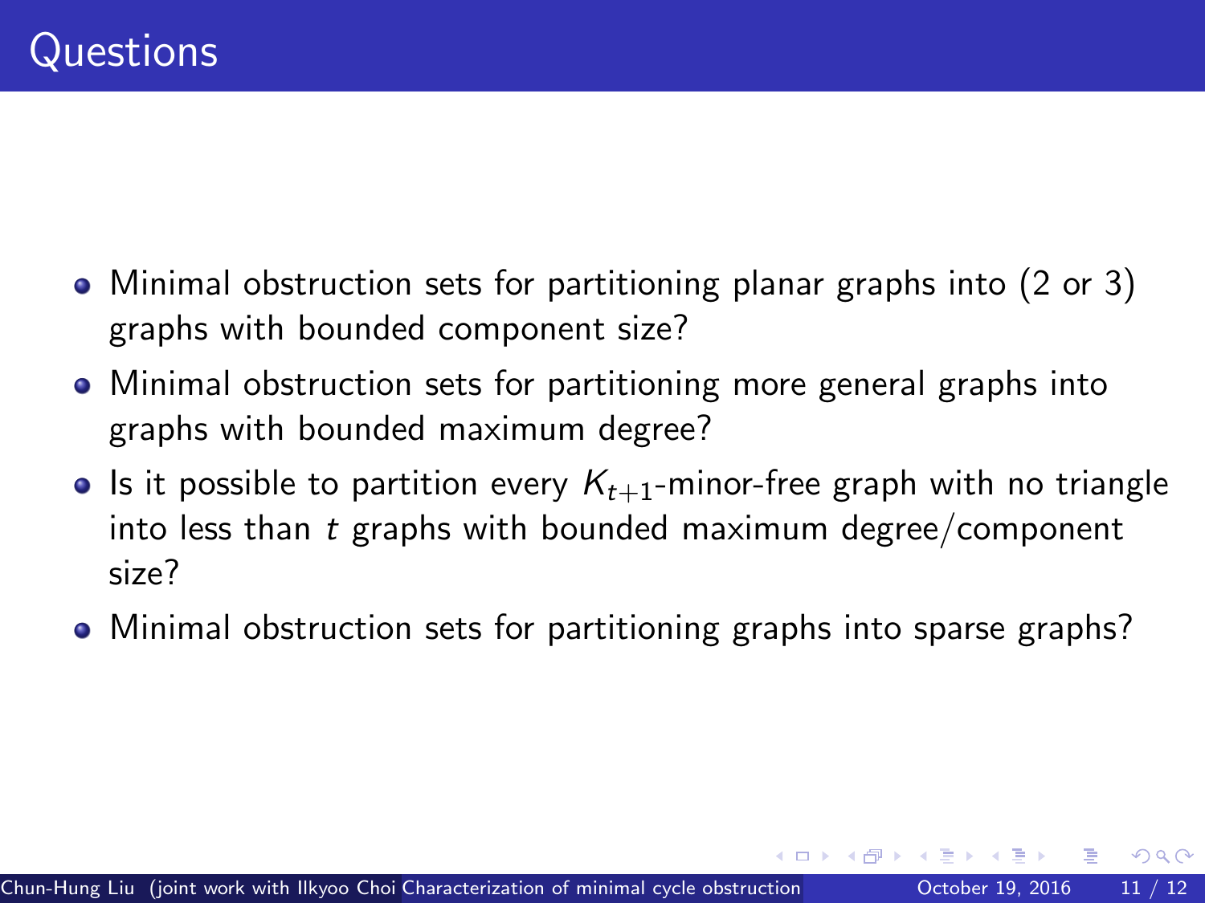# Questions

- Minimal obstruction sets for partitioning planar graphs into (2 or 3) graphs with bounded component size?
- Minimal obstruction sets for partitioning more general graphs into graphs with bounded maximum degree?
- Is it possible to partition every $K_{t+1}$-minor-free graph with no triangle into less than $t$ graphs with bounded maximum degree/component size?
- Minimal obstruction sets for partitioning graphs into sparse graphs?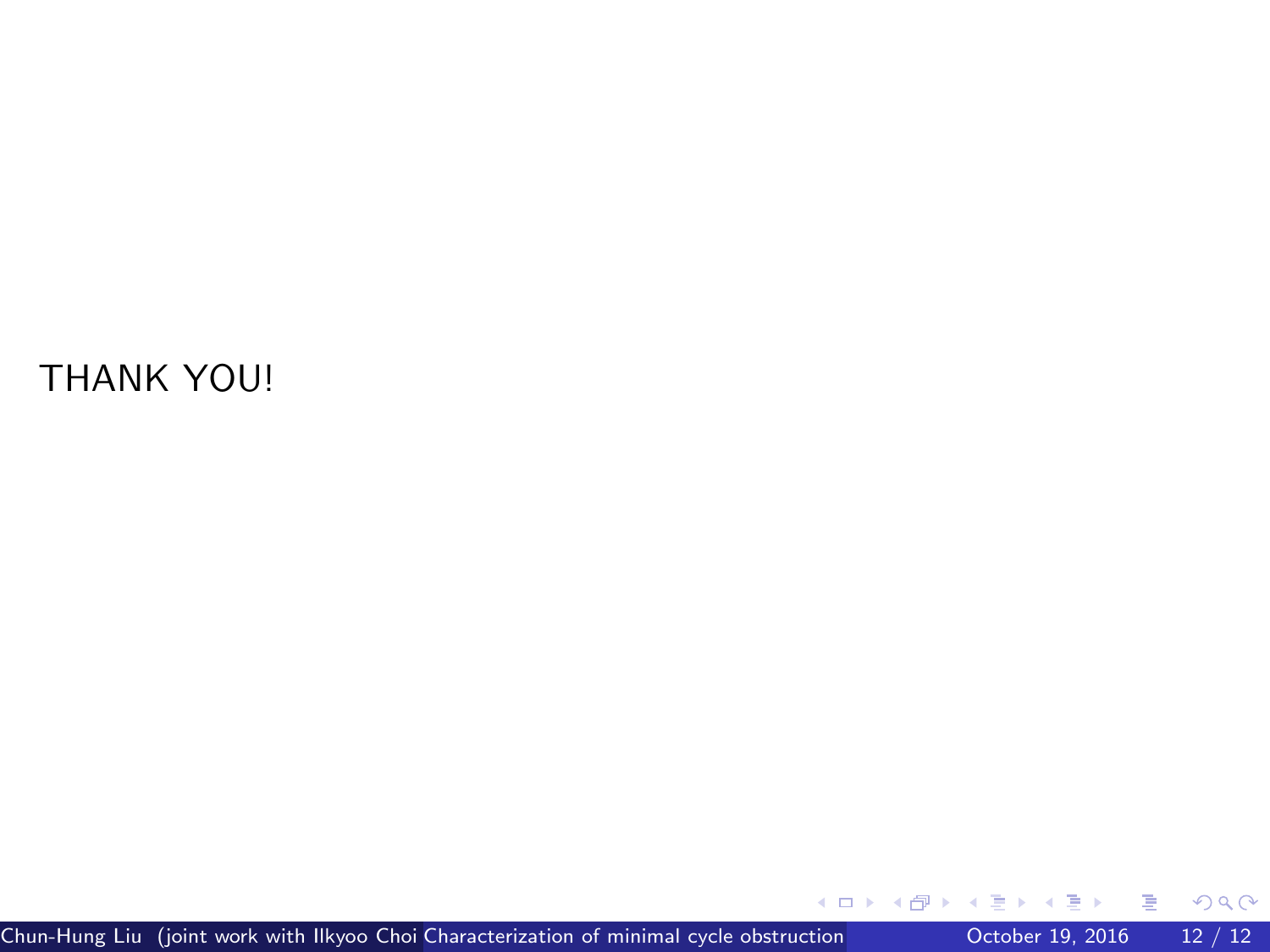THANK YOU!